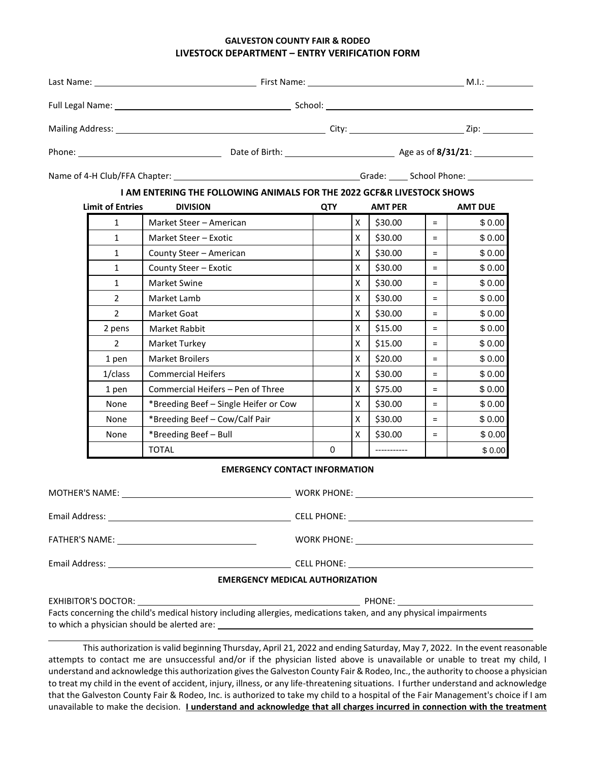# GALVESTON COUNTY FAIR & RODEO
## LIVESTOCK DEPARTMENT – ENTRY VERIFICATION FORM

Last Name: ______________________ First Name: ______________________ M.I.: ________

Full Legal Name: ______________________ School: ______________________

Mailing Address: ______________________ City: ______________________ Zip: ________

Phone: ______________________ Date of Birth: ______________________ Age as of **8/31/21**: ________

Name of 4-H Club/FFA Chapter: ______________________ Grade: ____ School Phone: ________

**I AM ENTERING THE FOLLOWING ANIMALS FOR THE 2022 GCF&R LIVESTOCK SHOWS**

| Limit of Entries | DIVISION | QTY | | AMT PER | | AMT DUE |
|---|---|---|---|---|---|---|
| 1 | Market Steer – American | | X | $30.00 | = | $ 0.00 |
| 1 | Market Steer – Exotic | | X | $30.00 | = | $ 0.00 |
| 1 | County Steer – American | | X | $30.00 | = | $ 0.00 |
| 1 | County Steer – Exotic | | X | $30.00 | = | $ 0.00 |
| 1 | Market Swine | | X | $30.00 | = | $ 0.00 |
| 2 | Market Lamb | | X | $30.00 | = | $ 0.00 |
| 2 | Market Goat | | X | $30.00 | = | $ 0.00 |
| 2 pens | Market Rabbit | | X | $15.00 | = | $ 0.00 |
| 2 | Market Turkey | | X | $15.00 | = | $ 0.00 |
| 1 pen | Market Broilers | | X | $20.00 | = | $ 0.00 |
| 1/class | Commercial Heifers | | X | $30.00 | = | $ 0.00 |
| 1 pen | Commercial Heifers – Pen of Three | | X | $75.00 | = | $ 0.00 |
| None | *Breeding Beef – Single Heifer or Cow | | X | $30.00 | = | $ 0.00 |
| None | *Breeding Beef – Cow/Calf Pair | | X | $30.00 | = | $ 0.00 |
| None | *Breeding Beef – Bull | | X | $30.00 | = | $ 0.00 |
| | TOTAL | 0 | | ----------- | | $ 0.00 |

**EMERGENCY CONTACT INFORMATION**

MOTHER'S NAME: ______________________ WORK PHONE: ______________________

Email Address: ______________________ CELL PHONE: ______________________

FATHER'S NAME: ______________________ WORK PHONE: ______________________

Email Address: ______________________ CELL PHONE: ______________________

**EMERGENCY MEDICAL AUTHORIZATION**

EXHIBITOR'S DOCTOR: ______________________ PHONE: ______________________

Facts concerning the child's medical history including allergies, medications taken, and any physical impairments to which a physician should be alerted are: ______________________

This authorization is valid beginning Thursday, April 21, 2022 and ending Saturday, May 7, 2022. In the event reasonable attempts to contact me are unsuccessful and/or if the physician listed above is unavailable or unable to treat my child, I understand and acknowledge this authorization gives the Galveston County Fair & Rodeo, Inc., the authority to choose a physician to treat my child in the event of accident, injury, illness, or any life-threatening situations. I further understand and acknowledge that the Galveston County Fair & Rodeo, Inc. is authorized to take my child to a hospital of the Fair Management's choice if I am unavailable to make the decision. **I understand and acknowledge that all charges incurred in connection with the treatment**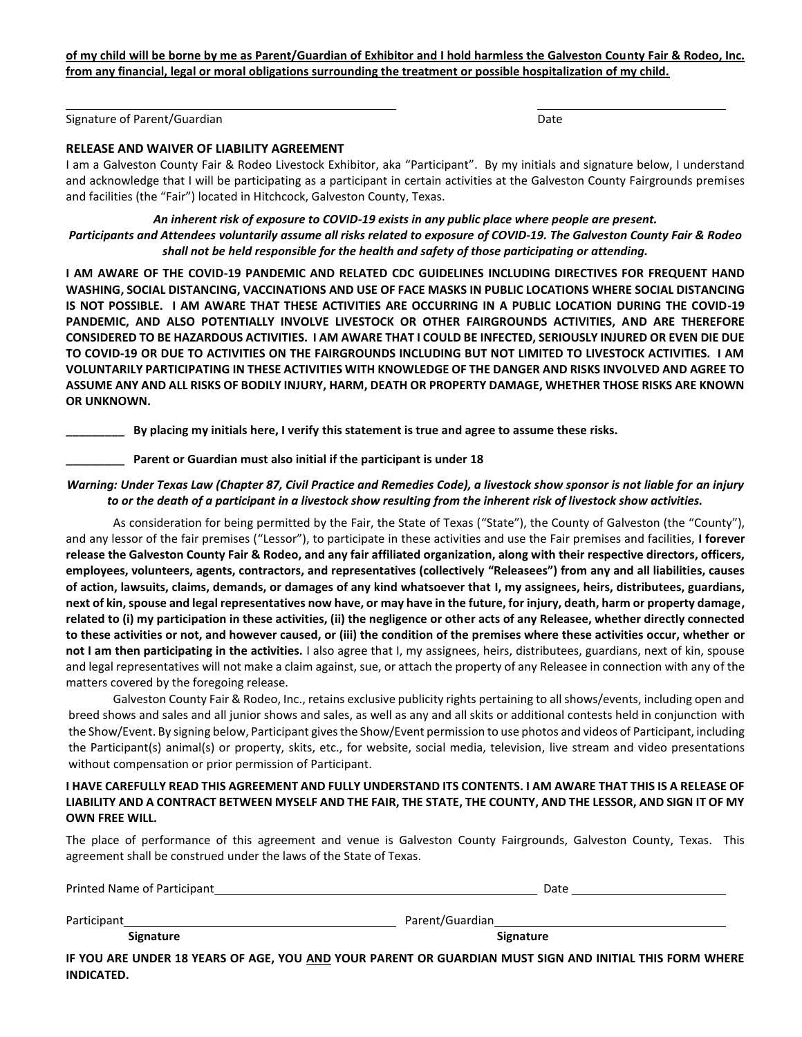**of my child will be borne by me as Parent/Guardian of Exhibitor and I hold harmless the Galveston County Fair & Rodeo, Inc. from any financial, legal or moral obligations surrounding the treatment or possible hospitalization of my child.**

_____________________________________________ &nbsp;&nbsp;&nbsp;&nbsp;&nbsp;&nbsp;&nbsp;&nbsp; _______________________

Signature of Parent/Guardian &nbsp;&nbsp;&nbsp;&nbsp;&nbsp;&nbsp;&nbsp;&nbsp; Date

**RELEASE AND WAIVER OF LIABILITY AGREEMENT**

I am a Galveston County Fair & Rodeo Livestock Exhibitor, aka "Participant". By my initials and signature below, I understand and acknowledge that I will be participating as a participant in certain activities at the Galveston County Fairgrounds premises and facilities (the "Fair") located in Hitchcock, Galveston County, Texas.

***An inherent risk of exposure to COVID-19 exists in any public place where people are present. Participants and Attendees voluntarily assume all risks related to exposure of COVID-19. The Galveston County Fair & Rodeo shall not be held responsible for the health and safety of those participating or attending.***

**I AM AWARE OF THE COVID-19 PANDEMIC AND RELATED CDC GUIDELINES INCLUDING DIRECTIVES FOR FREQUENT HAND WASHING, SOCIAL DISTANCING, VACCINATIONS AND USE OF FACE MASKS IN PUBLIC LOCATIONS WHERE SOCIAL DISTANCING IS NOT POSSIBLE. I AM AWARE THAT THESE ACTIVITIES ARE OCCURRING IN A PUBLIC LOCATION DURING THE COVID-19 PANDEMIC, AND ALSO POTENTIALLY INVOLVE LIVESTOCK OR OTHER FAIRGROUNDS ACTIVITIES, AND ARE THEREFORE CONSIDERED TO BE HAZARDOUS ACTIVITIES. I AM AWARE THAT I COULD BE INFECTED, SERIOUSLY INJURED OR EVEN DIE DUE TO COVID-19 OR DUE TO ACTIVITIES ON THE FAIRGROUNDS INCLUDING BUT NOT LIMITED TO LIVESTOCK ACTIVITIES. I AM VOLUNTARILY PARTICIPATING IN THESE ACTIVITIES WITH KNOWLEDGE OF THE DANGER AND RISKS INVOLVED AND AGREE TO ASSUME ANY AND ALL RISKS OF BODILY INJURY, HARM, DEATH OR PROPERTY DAMAGE, WHETHER THOSE RISKS ARE KNOWN OR UNKNOWN.**

**_________ By placing my initials here, I verify this statement is true and agree to assume these risks.**

**_________ Parent or Guardian must also initial if the participant is under 18**

***Warning: Under Texas Law (Chapter 87, Civil Practice and Remedies Code), a livestock show sponsor is not liable for an injury to or the death of a participant in a livestock show resulting from the inherent risk of livestock show activities.***

As consideration for being permitted by the Fair, the State of Texas ("State"), the County of Galveston (the "County"), and any lessor of the fair premises ("Lessor"), to participate in these activities and use the Fair premises and facilities, **I forever release the Galveston County Fair & Rodeo, and any fair affiliated organization, along with their respective directors, officers, employees, volunteers, agents, contractors, and representatives (collectively "Releasees") from any and all liabilities, causes of action, lawsuits, claims, demands, or damages of any kind whatsoever that I, my assignees, heirs, distributees, guardians, next of kin, spouse and legal representatives now have, or may have in the future, for injury, death, harm or property damage, related to (i) my participation in these activities, (ii) the negligence or other acts of any Releasee, whether directly connected to these activities or not, and however caused, or (iii) the condition of the premises where these activities occur, whether or not I am then participating in the activities.** I also agree that I, my assignees, heirs, distributees, guardians, next of kin, spouse and legal representatives will not make a claim against, sue, or attach the property of any Releasee in connection with any of the matters covered by the foregoing release.

Galveston County Fair & Rodeo, Inc., retains exclusive publicity rights pertaining to all shows/events, including open and breed shows and sales and all junior shows and sales, as well as any and all skits or additional contests held in conjunction with the Show/Event. By signing below, Participant gives the Show/Event permission to use photos and videos of Participant, including the Participant(s) animal(s) or property, skits, etc., for website, social media, television, live stream and video presentations without compensation or prior permission of Participant.

**I HAVE CAREFULLY READ THIS AGREEMENT AND FULLY UNDERSTAND ITS CONTENTS. I AM AWARE THAT THIS IS A RELEASE OF LIABILITY AND A CONTRACT BETWEEN MYSELF AND THE FAIR, THE STATE, THE COUNTY, AND THE LESSOR, AND SIGN IT OF MY OWN FREE WILL.**

The place of performance of this agreement and venue is Galveston County Fairgrounds, Galveston County, Texas. This agreement shall be construed under the laws of the State of Texas.

Printed Name of Participant_____________________________________________ Date _______________________

Participant_________________________________ Parent/Guardian_________________________________

**Signature** &nbsp;&nbsp;&nbsp;&nbsp;&nbsp;&nbsp;&nbsp;&nbsp; **Signature**

**IF YOU ARE UNDER 18 YEARS OF AGE, YOU <u>AND</u> YOUR PARENT OR GUARDIAN MUST SIGN AND INITIAL THIS FORM WHERE INDICATED.**